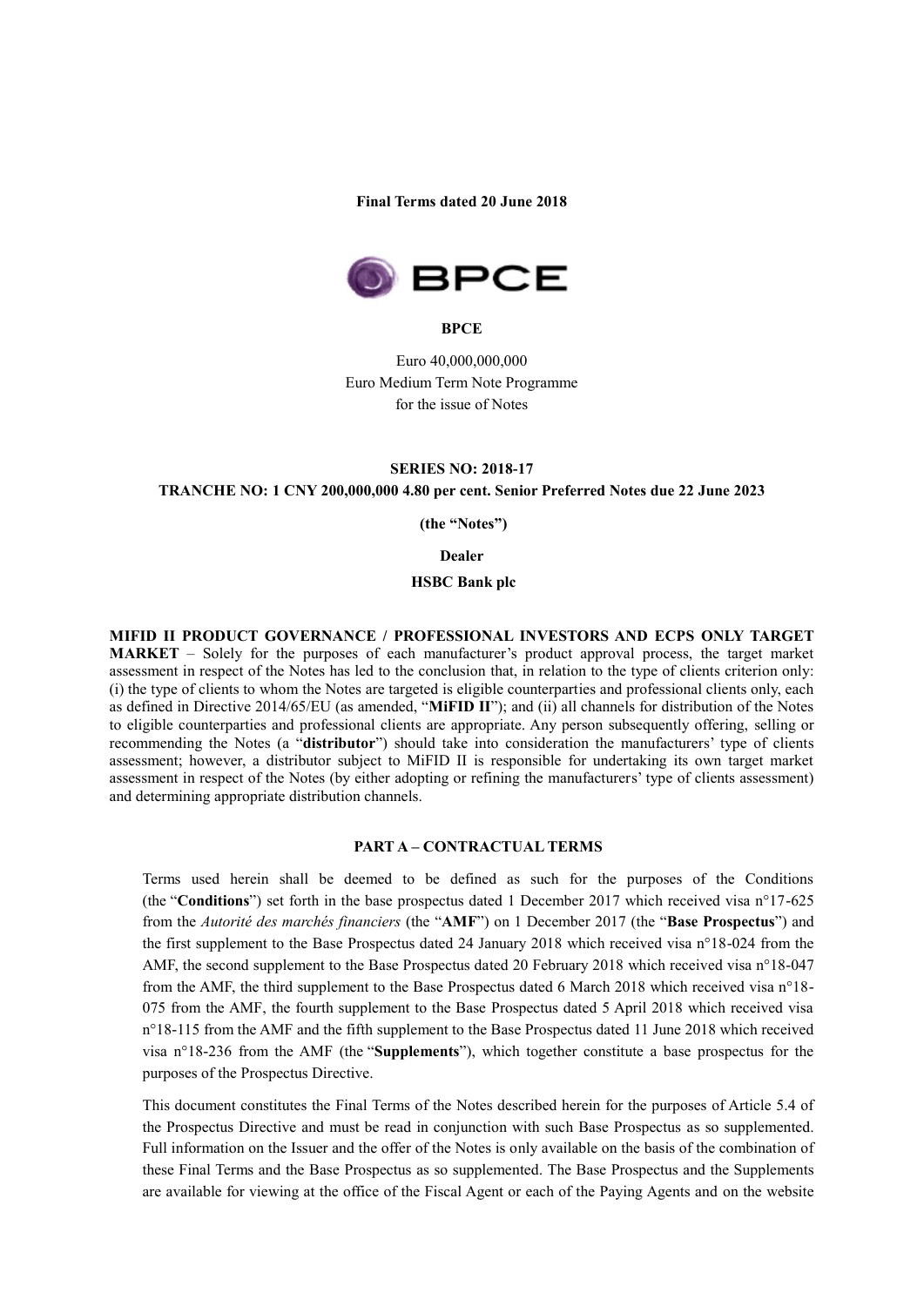**Final Terms dated 20 June 2018**

**BPCE**

Euro 40,000,000,000
Euro Medium Term Note Programme
for the issue of Notes

**SERIES NO: 2018-17**

**TRANCHE NO: 1 CNY 200,000,000 4.80 per cent. Senior Preferred Notes due 22 June 2023**

**(the "Notes")**

**Dealer**

**HSBC Bank plc**

**MIFID II PRODUCT GOVERNANCE / PROFESSIONAL INVESTORS AND ECPS ONLY TARGET MARKET** – Solely for the purposes of each manufacturer's product approval process, the target market assessment in respect of the Notes has led to the conclusion that, in relation to the type of clients criterion only: (i) the type of clients to whom the Notes are targeted is eligible counterparties and professional clients only, each as defined in Directive 2014/65/EU (as amended, "**MiFID II**"); and (ii) all channels for distribution of the Notes to eligible counterparties and professional clients are appropriate. Any person subsequently offering, selling or recommending the Notes (a "**distributor**") should take into consideration the manufacturers' type of clients assessment; however, a distributor subject to MiFID II is responsible for undertaking its own target market assessment in respect of the Notes (by either adopting or refining the manufacturers' type of clients assessment) and determining appropriate distribution channels.

## PART A – CONTRACTUAL TERMS

Terms used herein shall be deemed to be defined as such for the purposes of the Conditions (the "**Conditions**") set forth in the base prospectus dated 1 December 2017 which received visa n°17-625 from the *Autorité des marchés financiers* (the "**AMF**") on 1 December 2017 (the "**Base Prospectus**") and the first supplement to the Base Prospectus dated 24 January 2018 which received visa n°18-024 from the AMF, the second supplement to the Base Prospectus dated 20 February 2018 which received visa n°18-047 from the AMF, the third supplement to the Base Prospectus dated 6 March 2018 which received visa n°18-075 from the AMF, the fourth supplement to the Base Prospectus dated 5 April 2018 which received visa n°18-115 from the AMF and the fifth supplement to the Base Prospectus dated 11 June 2018 which received visa n°18-236 from the AMF (the "**Supplements**"), which together constitute a base prospectus for the purposes of the Prospectus Directive.

This document constitutes the Final Terms of the Notes described herein for the purposes of Article 5.4 of the Prospectus Directive and must be read in conjunction with such Base Prospectus as so supplemented. Full information on the Issuer and the offer of the Notes is only available on the basis of the combination of these Final Terms and the Base Prospectus as so supplemented. The Base Prospectus and the Supplements are available for viewing at the office of the Fiscal Agent or each of the Paying Agents and on the website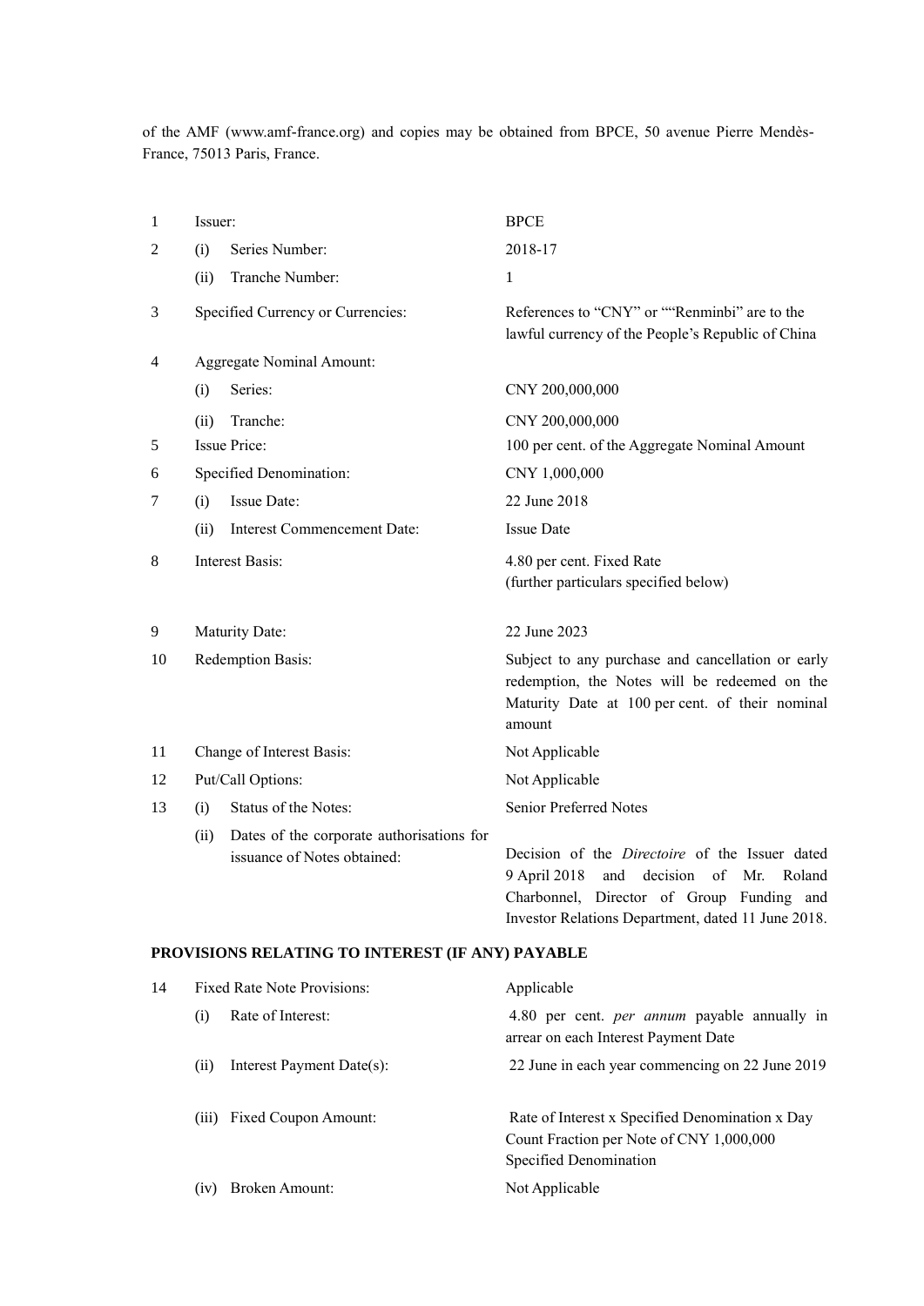of the AMF (www.amf-france.org) and copies may be obtained from BPCE, 50 avenue Pierre Mendès-France, 75013 Paris, France.

| | | |
|---|---|---|
| 1 | Issuer: | BPCE |
| 2 | (i) Series Number: | 2018-17 |
| | (ii) Tranche Number: | 1 |
| 3 | Specified Currency or Currencies: | References to "CNY" or ""Renminbi" are to the lawful currency of the People's Republic of China |
| 4 | Aggregate Nominal Amount: | |
| | (i) Series: | CNY 200,000,000 |
| | (ii) Tranche: | CNY 200,000,000 |
| 5 | Issue Price: | 100 per cent. of the Aggregate Nominal Amount |
| 6 | Specified Denomination: | CNY 1,000,000 |
| 7 | (i) Issue Date: | 22 June 2018 |
| | (ii) Interest Commencement Date: | Issue Date |
| 8 | Interest Basis: | 4.80 per cent. Fixed Rate<br>(further particulars specified below) |
| 9 | Maturity Date: | 22 June 2023 |
| 10 | Redemption Basis: | Subject to any purchase and cancellation or early redemption, the Notes will be redeemed on the Maturity Date at 100 per cent. of their nominal amount |
| 11 | Change of Interest Basis: | Not Applicable |
| 12 | Put/Call Options: | Not Applicable |
| 13 | (i) Status of the Notes: | Senior Preferred Notes |
| | (ii) Dates of the corporate authorisations for issuance of Notes obtained: | Decision of the *Directoire* of the Issuer dated 9 April 2018 and decision of Mr. Roland Charbonnel, Director of Group Funding and Investor Relations Department, dated 11 June 2018. |

**PROVISIONS RELATING TO INTEREST (IF ANY) PAYABLE**

| | | |
|---|---|---|
| 14 | Fixed Rate Note Provisions: | Applicable |
| | (i) Rate of Interest: | 4.80 per cent. *per annum* payable annually in arrear on each Interest Payment Date |
| | (ii) Interest Payment Date(s): | 22 June in each year commencing on 22 June 2019 |
| | (iii) Fixed Coupon Amount: | Rate of Interest x Specified Denomination x Day Count Fraction per Note of CNY 1,000,000 Specified Denomination |
| | (iv) Broken Amount: | Not Applicable |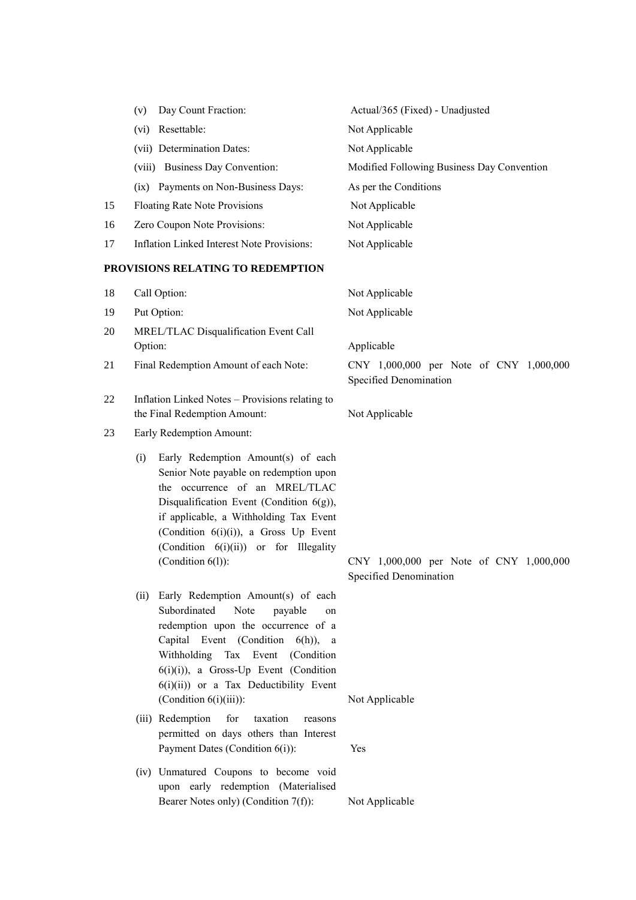| | | |
|---|---|---|
| | (v) Day Count Fraction: | Actual/365 (Fixed) - Unadjusted |
| | (vi) Resettable: | Not Applicable |
| | (vii) Determination Dates: | Not Applicable |
| | (viii) Business Day Convention: | Modified Following Business Day Convention |
| | (ix) Payments on Non-Business Days: | As per the Conditions |
| 15 | Floating Rate Note Provisions | Not Applicable |
| 16 | Zero Coupon Note Provisions: | Not Applicable |
| 17 | Inflation Linked Interest Note Provisions: | Not Applicable |

**PROVISIONS RELATING TO REDEMPTION**

| | | |
|---|---|---|
| 18 | Call Option: | Not Applicable |
| 19 | Put Option: | Not Applicable |
| 20 | MREL/TLAC Disqualification Event Call Option: | Applicable |
| 21 | Final Redemption Amount of each Note: | CNY 1,000,000 per Note of CNY 1,000,000 Specified Denomination |
| 22 | Inflation Linked Notes – Provisions relating to the Final Redemption Amount: | Not Applicable |
| 23 | Early Redemption Amount: | |
| | (i) Early Redemption Amount(s) of each Senior Note payable on redemption upon the occurrence of an MREL/TLAC Disqualification Event (Condition 6(g)), if applicable, a Withholding Tax Event (Condition 6(i)(i)), a Gross Up Event (Condition 6(i)(ii)) or for Illegality (Condition 6(l)): | CNY 1,000,000 per Note of CNY 1,000,000 Specified Denomination |
| | (ii) Early Redemption Amount(s) of each Subordinated Note payable on redemption upon the occurrence of a Capital Event (Condition 6(h)), a Withholding Tax Event (Condition 6(i)(i)), a Gross-Up Event (Condition 6(i)(ii)) or a Tax Deductibility Event (Condition 6(i)(iii)): | Not Applicable |
| | (iii) Redemption for taxation reasons permitted on days others than Interest Payment Dates (Condition 6(i)): | Yes |
| | (iv) Unmatured Coupons to become void upon early redemption (Materialised Bearer Notes only) (Condition 7(f)): | Not Applicable |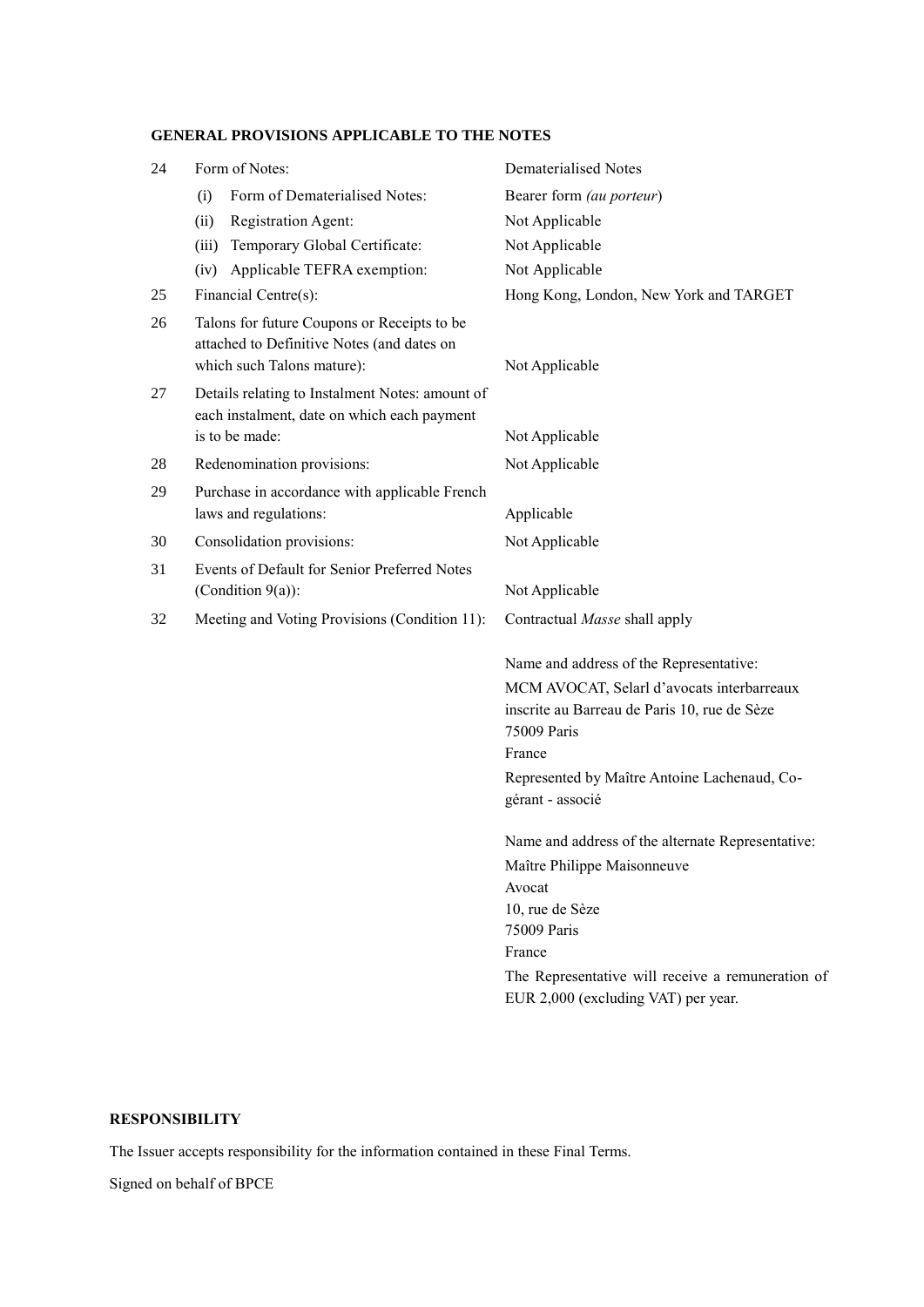**GENERAL PROVISIONS APPLICABLE TO THE NOTES**

| | | |
|---|---|---|
| 24 | Form of Notes: | Dematerialised Notes |
| | (i) Form of Dematerialised Notes: | Bearer form *(au porteur)* |
| | (ii) Registration Agent: | Not Applicable |
| | (iii) Temporary Global Certificate: | Not Applicable |
| | (iv) Applicable TEFRA exemption: | Not Applicable |
| 25 | Financial Centre(s): | Hong Kong, London, New York and TARGET |
| 26 | Talons for future Coupons or Receipts to be attached to Definitive Notes (and dates on which such Talons mature): | Not Applicable |
| 27 | Details relating to Instalment Notes: amount of each instalment, date on which each payment is to be made: | Not Applicable |
| 28 | Redenomination provisions: | Not Applicable |
| 29 | Purchase in accordance with applicable French laws and regulations: | Applicable |
| 30 | Consolidation provisions: | Not Applicable |
| 31 | Events of Default for Senior Preferred Notes (Condition 9(a)): | Not Applicable |
| 32 | Meeting and Voting Provisions (Condition 11): | Contractual *Masse* shall apply<br><br>Name and address of the Representative:<br>MCM AVOCAT, Selarl d'avocats interbarreaux inscrite au Barreau de Paris 10, rue de Sèze 75009 Paris<br>France<br>Represented by Maître Antoine Lachenaud, Co-gérant - associé<br><br>Name and address of the alternate Representative:<br>Maître Philippe Maisonneuve<br>Avocat<br>10, rue de Sèze<br>75009 Paris<br>France<br>The Representative will receive a remuneration of EUR 2,000 (excluding VAT) per year. |

**RESPONSIBILITY**

The Issuer accepts responsibility for the information contained in these Final Terms.

Signed on behalf of BPCE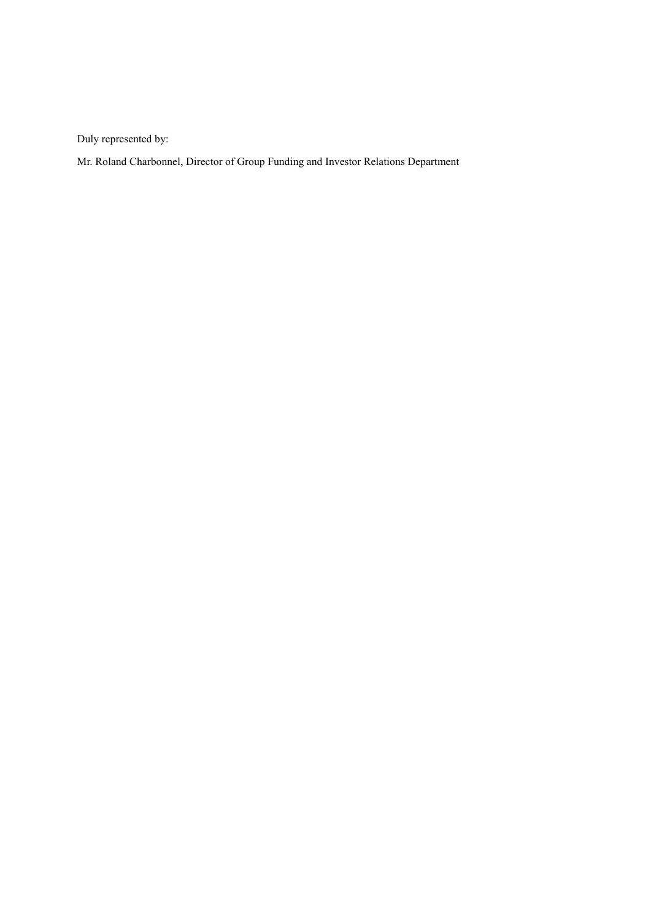Duly represented by:

Mr. Roland Charbonnel, Director of Group Funding and Investor Relations Department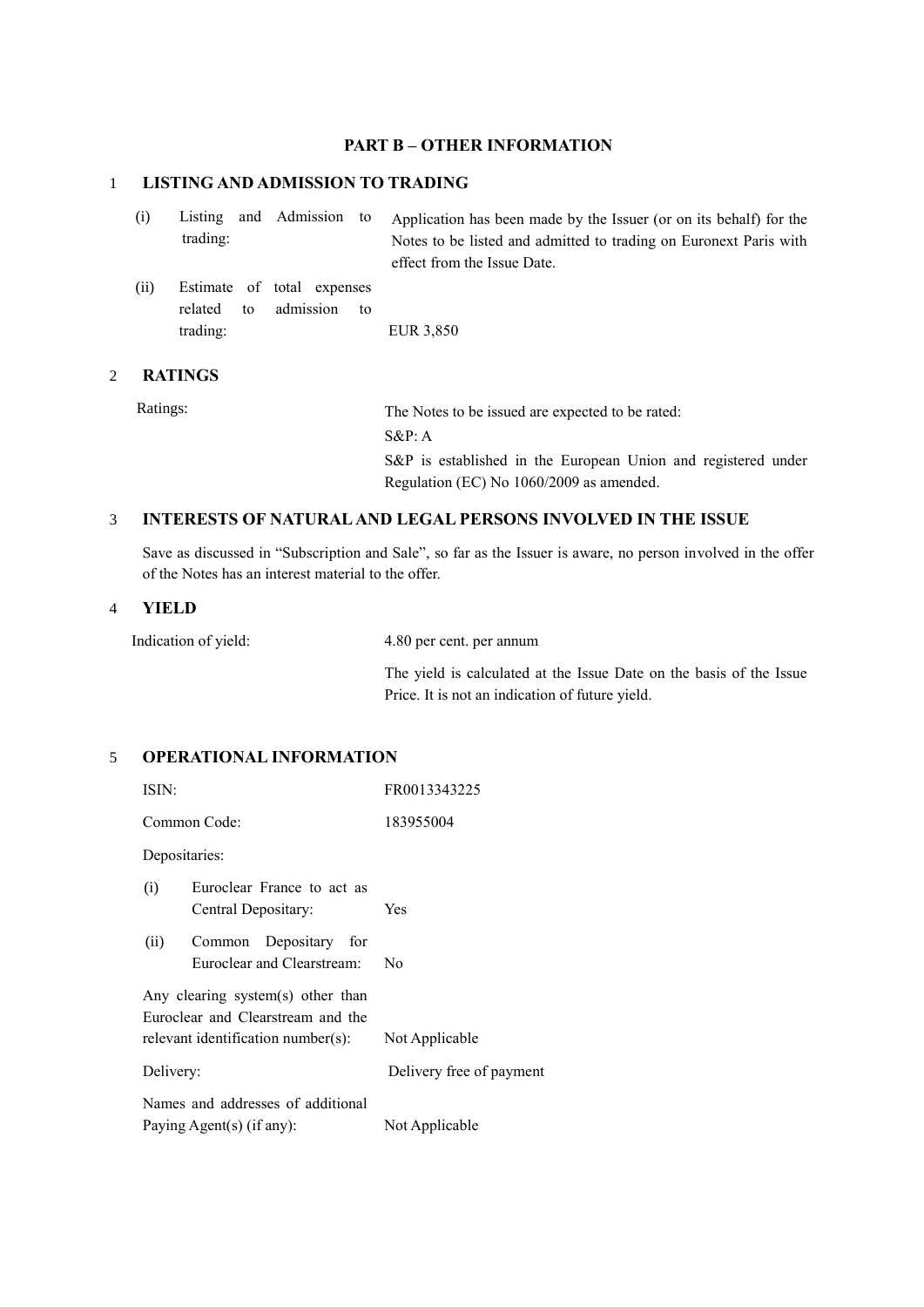# PART B – OTHER INFORMATION

## 1 LISTING AND ADMISSION TO TRADING

| | |
|---|---|
| (i) Listing and Admission to trading: | Application has been made by the Issuer (or on its behalf) for the Notes to be listed and admitted to trading on Euronext Paris with effect from the Issue Date. |
| (ii) Estimate of total expenses related to admission to trading: | EUR 3,850 |

## 2 RATINGS

| | |
|---|---|
| Ratings: | The Notes to be issued are expected to be rated:<br>S&P: A<br>S&P is established in the European Union and registered under Regulation (EC) No 1060/2009 as amended. |

## 3 INTERESTS OF NATURAL AND LEGAL PERSONS INVOLVED IN THE ISSUE

Save as discussed in "Subscription and Sale", so far as the Issuer is aware, no person involved in the offer of the Notes has an interest material to the offer.

## 4 YIELD

| | |
|---|---|
| Indication of yield: | 4.80 per cent. per annum<br>The yield is calculated at the Issue Date on the basis of the Issue Price. It is not an indication of future yield. |

## 5 OPERATIONAL INFORMATION

| | |
|---|---|
| ISIN: | FR0013343225 |
| Common Code: | 183955004 |
| Depositaries: | |
| (i) Euroclear France to act as Central Depositary: | Yes |
| (ii) Common Depositary for Euroclear and Clearstream: | No |
| Any clearing system(s) other than Euroclear and Clearstream and the relevant identification number(s): | Not Applicable |
| Delivery: | Delivery free of payment |
| Names and addresses of additional Paying Agent(s) (if any): | Not Applicable |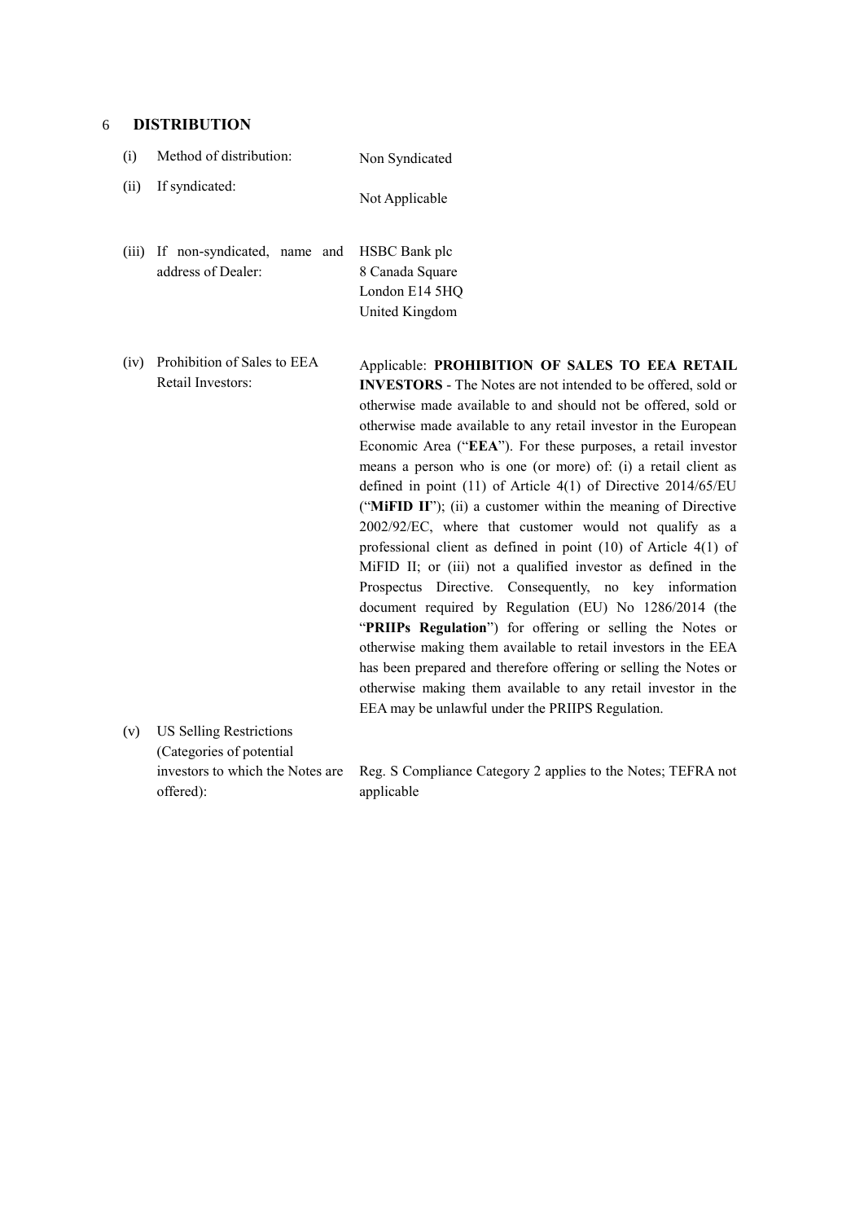## 6 DISTRIBUTION

| | | |
|---|---|---|
| (i) | Method of distribution: | Non Syndicated |
| (ii) | If syndicated: | Not Applicable |
| (iii) | If non-syndicated, name and address of Dealer: | HSBC Bank plc<br>8 Canada Square<br>London E14 5HQ<br>United Kingdom |
| (iv) | Prohibition of Sales to EEA Retail Investors: | Applicable: **PROHIBITION OF SALES TO EEA RETAIL INVESTORS** - The Notes are not intended to be offered, sold or otherwise made available to and should not be offered, sold or otherwise made available to any retail investor in the European Economic Area ("**EEA**"). For these purposes, a retail investor means a person who is one (or more) of: (i) a retail client as defined in point (11) of Article 4(1) of Directive 2014/65/EU ("**MiFID II**"); (ii) a customer within the meaning of Directive 2002/92/EC, where that customer would not qualify as a professional client as defined in point (10) of Article 4(1) of MiFID II; or (iii) not a qualified investor as defined in the Prospectus Directive. Consequently, no key information document required by Regulation (EU) No 1286/2014 (the "**PRIIPs Regulation**") for offering or selling the Notes or otherwise making them available to retail investors in the EEA has been prepared and therefore offering or selling the Notes or otherwise making them available to any retail investor in the EEA may be unlawful under the PRIIPS Regulation. |
| (v) | US Selling Restrictions (Categories of potential investors to which the Notes are offered): | Reg. S Compliance Category 2 applies to the Notes; TEFRA not applicable |